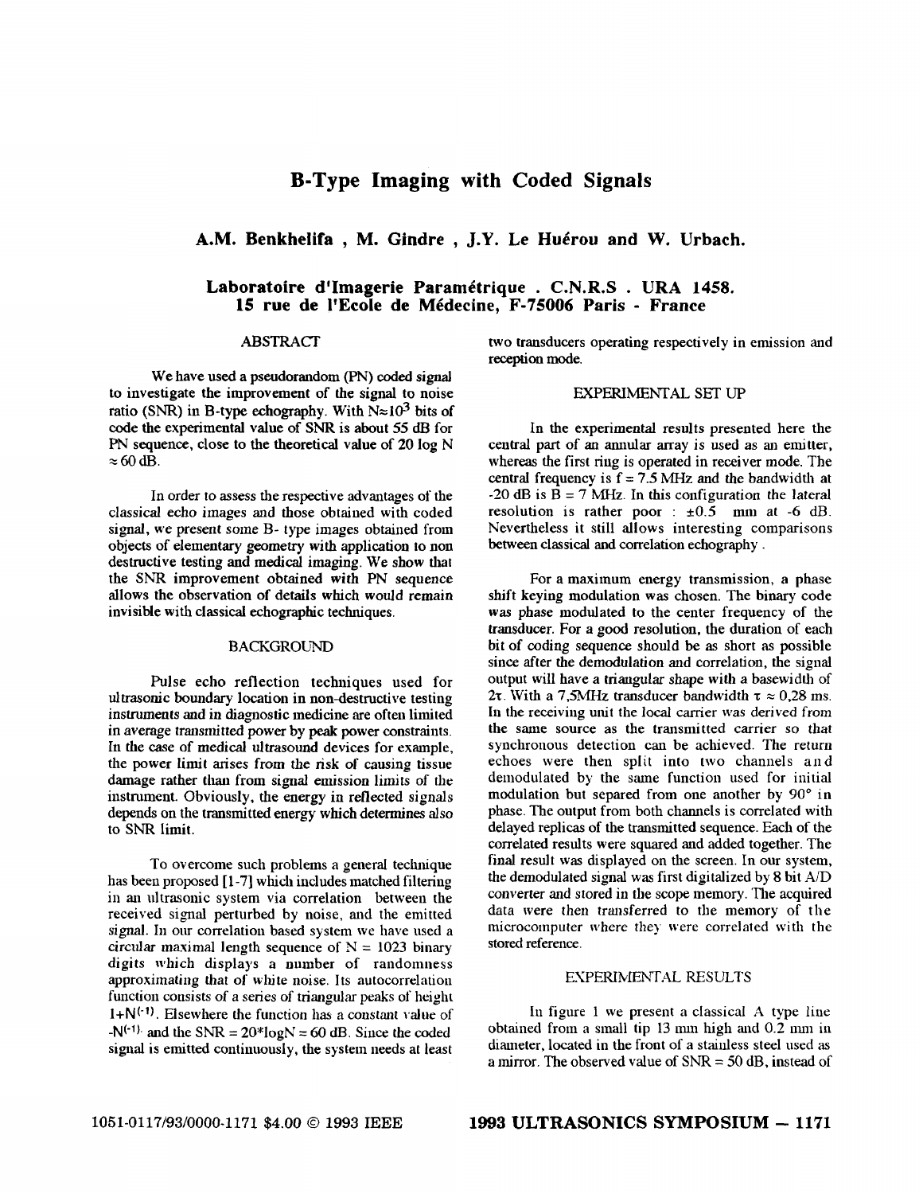# B-Type Imaging with Coded Signals

**A.M. Benkhelifa , M. Gindre , J.Y. Le Huérou and W. Urbach.**

**Laboratoire d'Imagerie Paramétrique . C.N.R.S . URA 1458.**
**15 rue de l'Ecole de Médecine, F-75006 Paris - France**

## ABSTRACT

We have used a pseudorandom (PN) coded signal to investigate the improvement of the signal to noise ratio (SNR) in B-type echography. With $N \approx 10^3$ bits of code the experimental value of SNR is about 55 dB for PN sequence, close to the theoretical value of 20 log N $\approx$ 60 dB.

In order to assess the respective advantages of the classical echo images and those obtained with coded signal, we present some B- type images obtained from objects of elementary geometry with application to non destructive testing and medical imaging. We show that the SNR improvement obtained with PN sequence allows the observation of details which would remain invisible with classical echographic techniques.

## BACKGROUND

Pulse echo reflection techniques used for ultrasonic boundary location in non-destructive testing instruments and in diagnostic medicine are often limited in average transmitted power by peak power constraints. In the case of medical ultrasound devices for example, the power limit arises from the risk of causing tissue damage rather than from signal emission limits of the instrument. Obviously, the energy in reflected signals depends on the transmitted energy which determines also to SNR limit.

To overcome such problems a general technique has been proposed [1-7] which includes matched filtering in an ultrasonic system via correlation between the received signal perturbed by noise, and the emitted signal. In our correlation based system we have used a circular maximal length sequence of N = 1023 binary digits which displays a number of randomness approximating that of white noise. Its autocorrelation function consists of a series of triangular peaks of height $1+N^{(-1)}$. Elsewhere the function has a constant value of $-N^{(-1)}$ and the SNR = 20*logN = 60 dB. Since the coded signal is emitted continuously, the system needs at least two transducers operating respectively in emission and reception mode.

## EXPERIMENTAL SET UP

In the experimental results presented here the central part of an annular array is used as an emitter, whereas the first ring is operated in receiver mode. The central frequency is f = 7.5 MHz and the bandwidth at -20 dB is B = 7 MHz. In this configuration the lateral resolution is rather poor : ±0.5 mm at -6 dB. Nevertheless it still allows interesting comparisons between classical and correlation echography .

For a maximum energy transmission, a phase shift keying modulation was chosen. The binary code was phase modulated to the center frequency of the transducer. For a good resolution, the duration of each bit of coding sequence should be as short as possible since after the demodulation and correlation, the signal output will have a triangular shape with a basewidth of $2\tau$. With a 7,5MHz transducer bandwidth $\tau \approx 0,28$ ms. In the receiving unit the local carrier was derived from the same source as the transmitted carrier so that synchronous detection can be achieved. The return echoes were then split into two channels and demodulated by the same function used for initial modulation but separed from one another by 90° in phase. The output from both channels is correlated with delayed replicas of the transmitted sequence. Each of the correlated results were squared and added together. The final result was displayed on the screen. In our system, the demodulated signal was first digitalized by 8 bit A/D converter and stored in the scope memory. The acquired data were then transferred to the memory of the microcomputer where they were correlated with the stored reference.

## EXPERIMENTAL RESULTS

In figure 1 we present a classical A type line obtained from a small tip 13 mm high and 0.2 mm in diameter, located in the front of a stainless steel used as a mirror. The observed value of SNR = 50 dB, instead of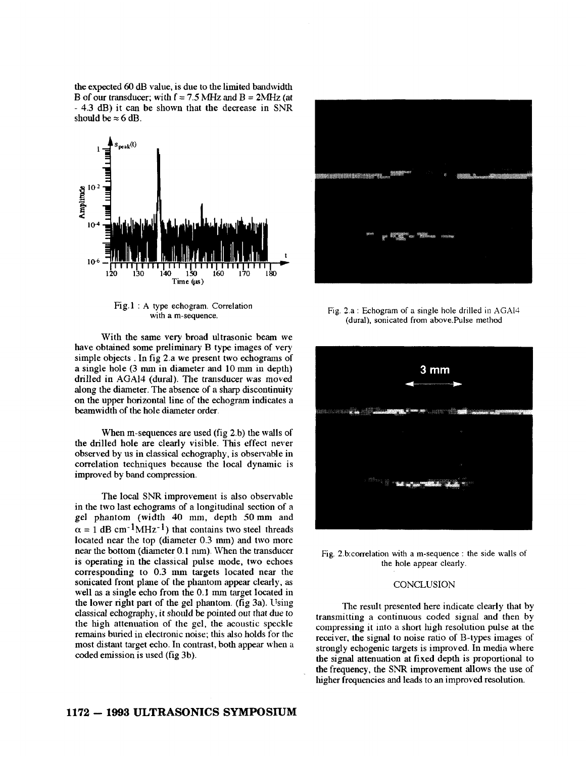the expected 60 dB value, is due to the limited bandwidth B of our transducer; with f = 7.5 MHz and B = 2MHz (at - 4.3 dB) it can be shown that the decrease in SNR should be ≈ 6 dB.

Fig.1 : A type echogram. Correlation with a m-sequence.

With the same very broad ultrasonic beam we have obtained some preliminary B type images of very simple objects . In fig 2.a we present two echograms of a single hole (3 mm in diameter and 10 mm in depth) drilled in AGAl4 (dural). The transducer was moved along the diameter. The absence of a sharp discontinuity on the upper horizontal line of the echogram indicates a beamwidth of the hole diameter order.

When m-sequences are used (fig 2.b) the walls of the drilled hole are clearly visible. This effect never observed by us in classical echography, is observable in correlation techniques because the local dynamic is improved by band compression.

The local SNR improvement is also observable in the two last echograms of a longitudinal section of a gel phantom (width 40 mm, depth 50 mm and $\alpha = 1$ dB $cm^{-1}MHz^{-1}$) that contains two steel threads located near the top (diameter 0.3 mm) and two more near the bottom (diameter 0.1 mm). When the transducer is operating in the classical pulse mode, two echoes corresponding to 0.3 mm targets located near the sonicated front plane of the phantom appear clearly, as well as a single echo from the 0.1 mm target located in the lower right part of the gel phantom. (fig 3a). Using classical echography, it should be pointed out that due to the high attenuation of the gel, the acoustic speckle remains buried in electronic noise; this also holds for the most distant target echo. In contrast, both appear when a coded emission is used (fig 3b).

Fig. 2.a : Echogram of a single hole drilled in AGAl4 (dural), sonicated from above.Pulse method

Fig. 2.b:correlation with a m-sequence : the side walls of the hole appear clearly.

## CONCLUSION

The result presented here indicate clearly that by transmitting a continuous coded signal and then by compressing it into a short high resolution pulse at the receiver, the signal to noise ratio of B-types images of strongly echogenic targets is improved. In media where the signal attenuation at fixed depth is proportional to the frequency, the SNR improvement allows the use of higher frequencies and leads to an improved resolution.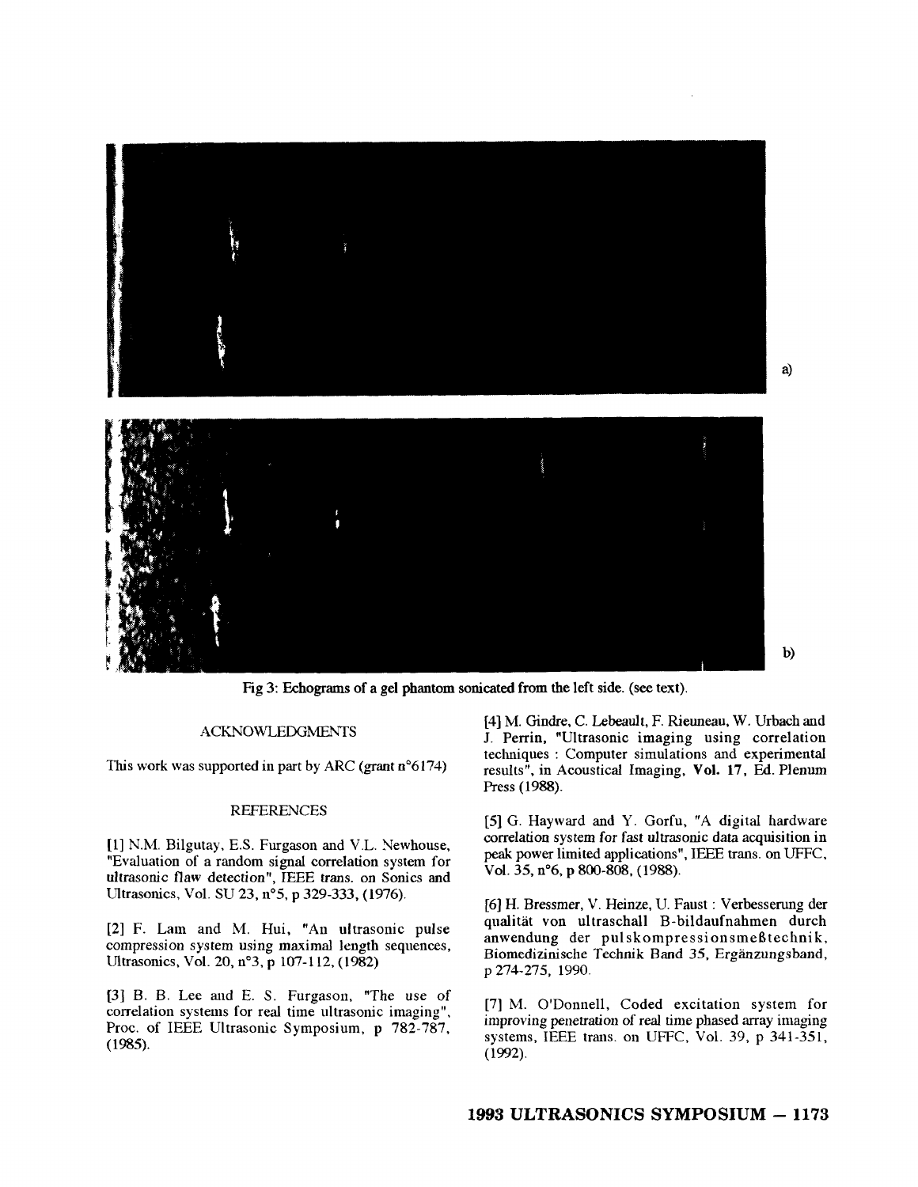a)

b)

Fig 3: Echograms of a gel phantom sonicated from the left side. (see text).

## ACKNOWLEDGMENTS

This work was supported in part by ARC (grant n°6174)

## REFERENCES

[1] N.M. Bilgutay, E.S. Furgason and V.L. Newhouse, "Evaluation of a random signal correlation system for ultrasonic flaw detection", IEEE trans. on Sonics and Ultrasonics, Vol. SU 23, n°5, p 329-333, (1976).

[2] F. Lam and M. Hui, "An ultrasonic pulse compression system using maximal length sequences, Ultrasonics, Vol. 20, n°3, p 107-112, (1982)

[3] B. B. Lee and E. S. Furgason, "The use of correlation systems for real time ultrasonic imaging", Proc. of IEEE Ultrasonic Symposium, p 782-787, (1985).

[4] M. Gindre, C. Lebeault, F. Rieuneau, W. Urbach and J. Perrin, "Ultrasonic imaging using correlation techniques : Computer simulations and experimental results", in Acoustical Imaging, **Vol. 17**, Ed. Plenum Press (1988).

[5] G. Hayward and Y. Gorfu, "A digital hardware correlation system for fast ultrasonic data acquisition in peak power limited applications", IEEE trans. on UFFC, Vol. 35, n°6, p 800-808, (1988).

[6] H. Bressmer, V. Heinze, U. Faust : Verbesserung der qualität von ultraschall B-bildaufnahmen durch anwendung der pulskompressionsmeßtechnik, Biomedizinische Technik Band 35, Ergänzungsband, p 274-275, 1990.

[7] M. O'Donnell, Coded excitation system for improving penetration of real time phased array imaging systems, IEEE trans. on UFFC, Vol. 39, p 341-351, (1992).